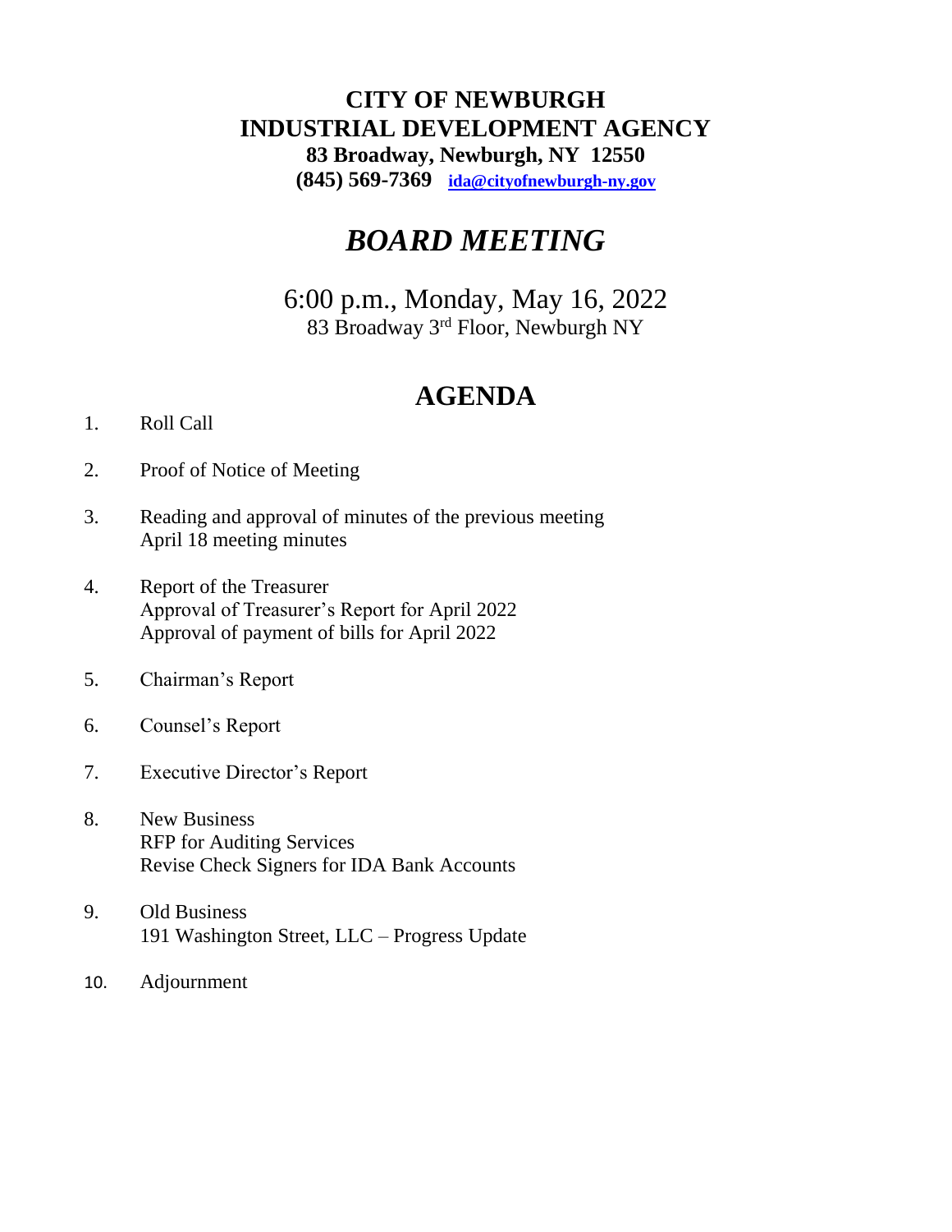# CITY OF NEWBURGH
# INDUSTRIAL DEVELOPMENT AGENCY

**83 Broadway, Newburgh, NY 12550**

**(845) 569-7369** ida@cityofnewburgh-ny.gov

## *BOARD MEETING*

6:00 p.m., Monday, May 16, 2022

83 Broadway 3rd Floor, Newburgh NY

## AGENDA

1. Roll Call

2. Proof of Notice of Meeting

3. Reading and approval of minutes of the previous meeting
   April 18 meeting minutes

4. Report of the Treasurer
   Approval of Treasurer's Report for April 2022
   Approval of payment of bills for April 2022

5. Chairman's Report

6. Counsel's Report

7. Executive Director's Report

8. New Business
   RFP for Auditing Services
   Revise Check Signers for IDA Bank Accounts

9. Old Business
   191 Washington Street, LLC – Progress Update

10. Adjournment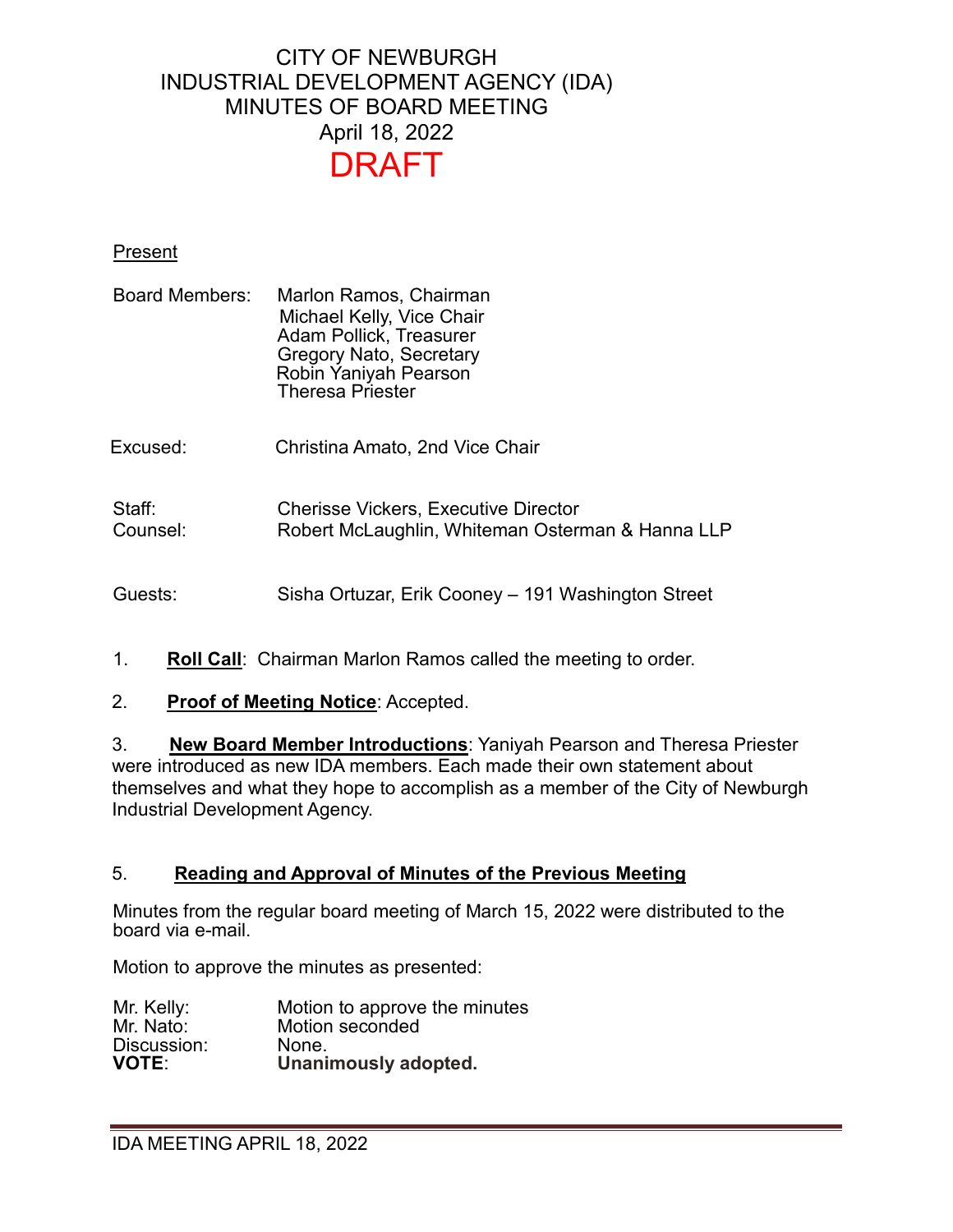# CITY OF NEWBURGH
# INDUSTRIAL DEVELOPMENT AGENCY (IDA)
# MINUTES OF BOARD MEETING
## April 18, 2022
## DRAFT

Present

| | |
|---|---|
| Board Members: | Marlon Ramos, Chairman<br>Michael Kelly, Vice Chair<br>Adam Pollick, Treasurer<br>Gregory Nato, Secretary<br>Robin Yaniyah Pearson<br>Theresa Priester |
| Excused: | Christina Amato, 2nd Vice Chair |
| Staff: | Cherisse Vickers, Executive Director |
| Counsel: | Robert McLaughlin, Whiteman Osterman & Hanna LLP |
| Guests: | Sisha Ortuzar, Erik Cooney – 191 Washington Street |

1. **Roll Call**: Chairman Marlon Ramos called the meeting to order.

2. **Proof of Meeting Notice**: Accepted.

3. **New Board Member Introductions**: Yaniyah Pearson and Theresa Priester were introduced as new IDA members. Each made their own statement about themselves and what they hope to accomplish as a member of the City of Newburgh Industrial Development Agency.

5. **Reading and Approval of Minutes of the Previous Meeting**

Minutes from the regular board meeting of March 15, 2022 were distributed to the board via e-mail.

Motion to approve the minutes as presented:

| | |
|---|---|
| Mr. Kelly: | Motion to approve the minutes |
| Mr. Nato: | Motion seconded |
| Discussion: | None. |
| **VOTE**: | **Unanimously adopted.** |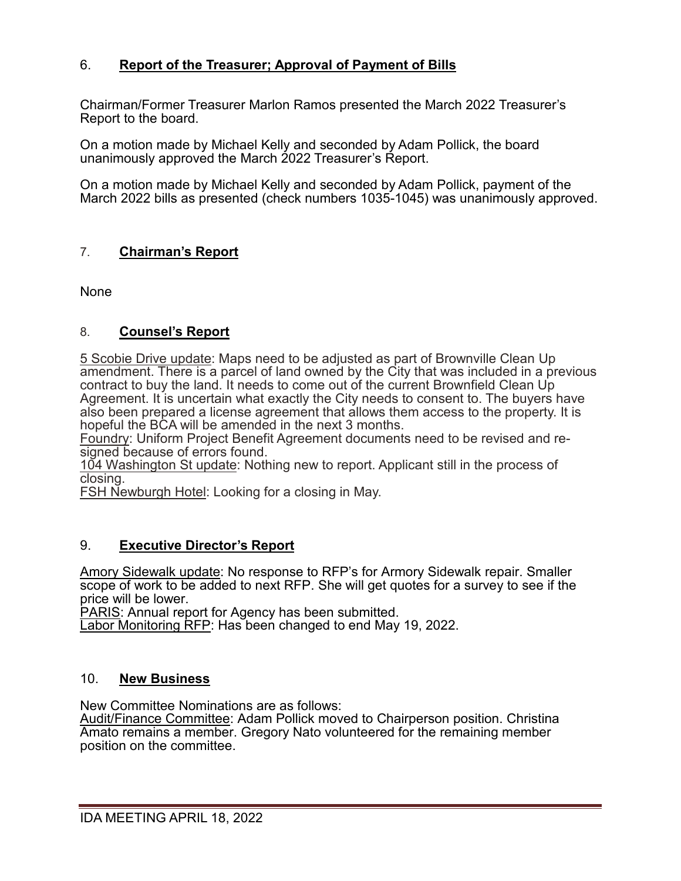## 6. **Report of the Treasurer; Approval of Payment of Bills**

Chairman/Former Treasurer Marlon Ramos presented the March 2022 Treasurer's Report to the board.

On a motion made by Michael Kelly and seconded by Adam Pollick, the board unanimously approved the March 2022 Treasurer's Report.

On a motion made by Michael Kelly and seconded by Adam Pollick, payment of the March 2022 bills as presented (check numbers 1035-1045) was unanimously approved.

## 7. **Chairman's Report**

None

## 8. **Counsel's Report**

5 Scobie Drive update: Maps need to be adjusted as part of Brownville Clean Up amendment. There is a parcel of land owned by the City that was included in a previous contract to buy the land. It needs to come out of the current Brownfield Clean Up Agreement. It is uncertain what exactly the City needs to consent to. The buyers have also been prepared a license agreement that allows them access to the property. It is hopeful the BCA will be amended in the next 3 months.
Foundry: Uniform Project Benefit Agreement documents need to be revised and re-signed because of errors found.
104 Washington St update: Nothing new to report. Applicant still in the process of closing.
FSH Newburgh Hotel: Looking for a closing in May.

## 9. **Executive Director's Report**

Amory Sidewalk update: No response to RFP's for Armory Sidewalk repair. Smaller scope of work to be added to next RFP. She will get quotes for a survey to see if the price will be lower.
PARIS: Annual report for Agency has been submitted.
Labor Monitoring RFP: Has been changed to end May 19, 2022.

## 10. **New Business**

New Committee Nominations are as follows:
Audit/Finance Committee: Adam Pollick moved to Chairperson position. Christina Amato remains a member. Gregory Nato volunteered for the remaining member position on the committee.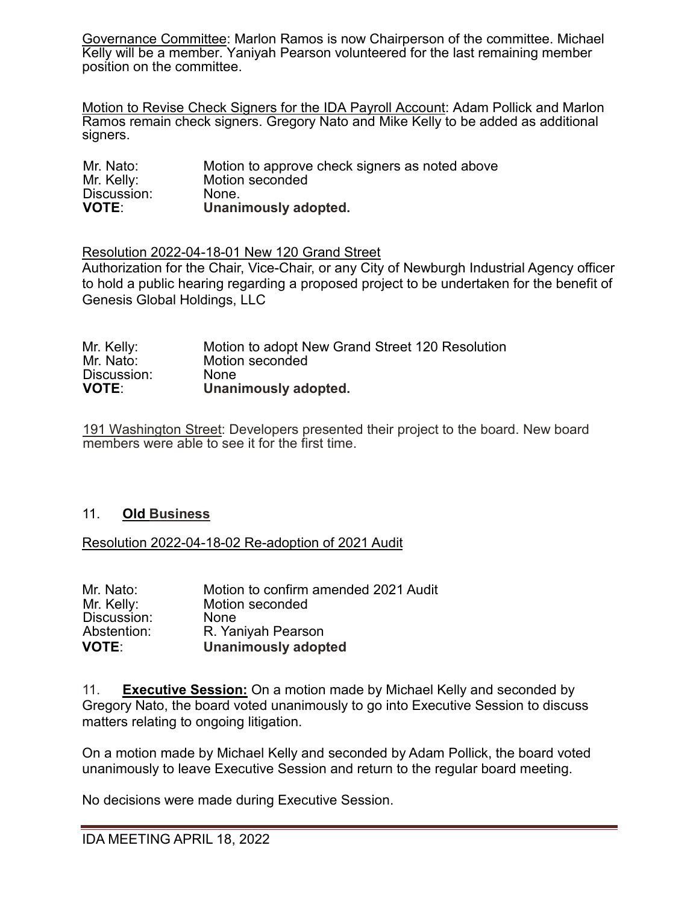Governance Committee: Marlon Ramos is now Chairperson of the committee. Michael Kelly will be a member. Yaniyah Pearson volunteered for the last remaining member position on the committee.

Motion to Revise Check Signers for the IDA Payroll Account: Adam Pollick and Marlon Ramos remain check signers. Gregory Nato and Mike Kelly to be added as additional signers.

| | |
|---|---|
| Mr. Nato: | Motion to approve check signers as noted above |
| Mr. Kelly: | Motion seconded |
| Discussion: | None. |
| **VOTE**: | **Unanimously adopted.** |

Resolution 2022-04-18-01 New 120 Grand Street

Authorization for the Chair, Vice-Chair, or any City of Newburgh Industrial Agency officer to hold a public hearing regarding a proposed project to be undertaken for the benefit of Genesis Global Holdings, LLC

| | |
|---|---|
| Mr. Kelly: | Motion to adopt New Grand Street 120 Resolution |
| Mr. Nato: | Motion seconded |
| Discussion: | None |
| **VOTE**: | **Unanimously adopted.** |

191 Washington Street: Developers presented their project to the board. New board members were able to see it for the first time.

## 11. Old Business

Resolution 2022-04-18-02 Re-adoption of 2021 Audit

| | |
|---|---|
| Mr. Nato: | Motion to confirm amended 2021 Audit |
| Mr. Kelly: | Motion seconded |
| Discussion: | None |
| Abstention: | R. Yaniyah Pearson |
| **VOTE**: | **Unanimously adopted** |

11. **Executive Session:** On a motion made by Michael Kelly and seconded by Gregory Nato, the board voted unanimously to go into Executive Session to discuss matters relating to ongoing litigation.

On a motion made by Michael Kelly and seconded by Adam Pollick, the board voted unanimously to leave Executive Session and return to the regular board meeting.

No decisions were made during Executive Session.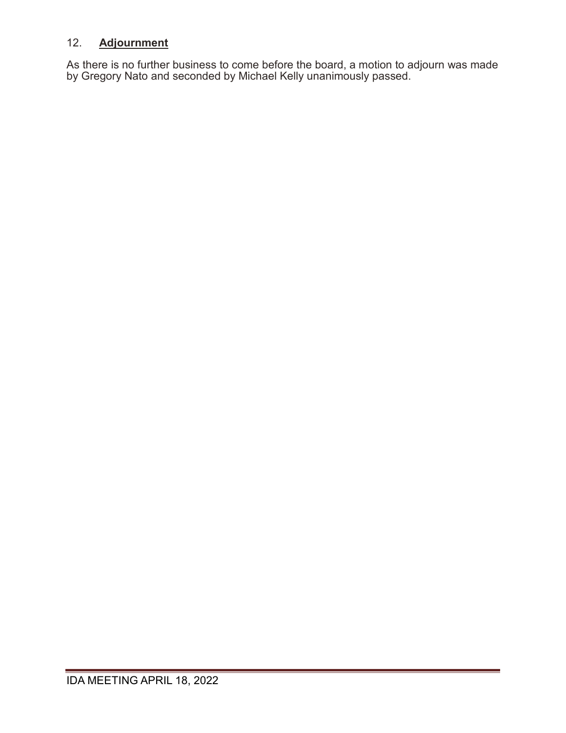12. **Adjournment**

As there is no further business to come before the board, a motion to adjourn was made by Gregory Nato and seconded by Michael Kelly unanimously passed.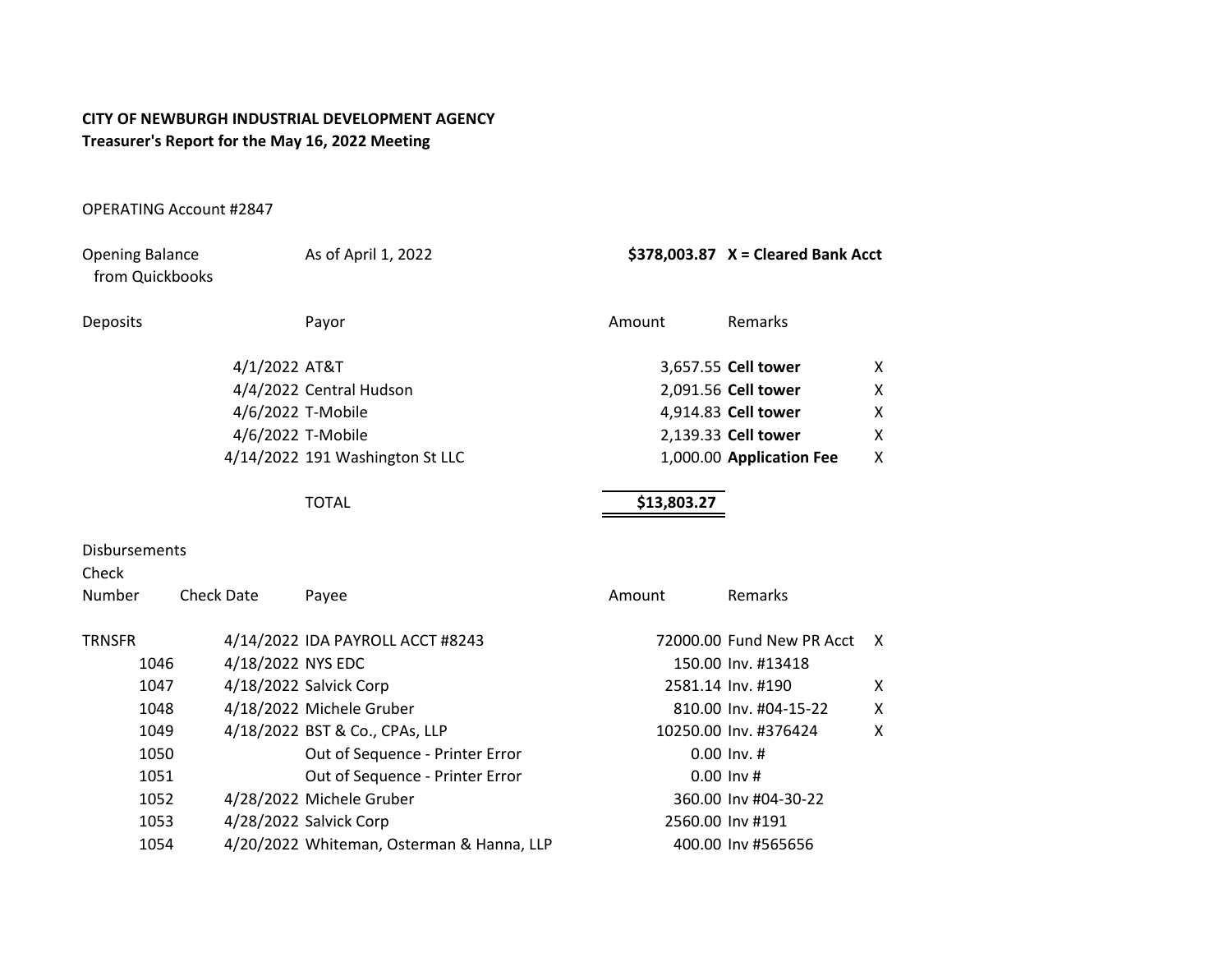**CITY OF NEWBURGH INDUSTRIAL DEVELOPMENT AGENCY**
**Treasurer's Report for the May 16, 2022 Meeting**

OPERATING Account #2847

| | | | | |
|---|---|---|---|---|
| Opening Balance from Quickbooks | As of April 1, 2022 | **$378,003.87** | **X = Cleared Bank Acct** | |

| Deposits | Payor | Amount | Remarks | |
|---|---|---|---|---|
| 4/1/2022 | AT&T | 3,657.55 | **Cell tower** | X |
| 4/4/2022 | Central Hudson | 2,091.56 | **Cell tower** | X |
| 4/6/2022 | T-Mobile | 4,914.83 | **Cell tower** | X |
| 4/6/2022 | T-Mobile | 2,139.33 | **Cell tower** | X |
| 4/14/2022 | 191 Washington St LLC | 1,000.00 | **Application Fee** | X |
| | TOTAL | **$13,803.27** | | |

Disbursements

| Check Number | Check Date | Payee | Amount | Remarks | |
|---|---|---|---|---|---|
| TRNSFR | 4/14/2022 | IDA PAYROLL ACCT #8243 | 72000.00 | Fund New PR Acct | X |
| 1046 | 4/18/2022 | NYS EDC | 150.00 | Inv. #13418 | |
| 1047 | 4/18/2022 | Salvick Corp | 2581.14 | Inv. #190 | X |
| 1048 | 4/18/2022 | Michele Gruber | 810.00 | Inv. #04-15-22 | X |
| 1049 | 4/18/2022 | BST & Co., CPAs, LLP | 10250.00 | Inv. #376424 | X |
| 1050 | | Out of Sequence - Printer Error | 0.00 | Inv. # | |
| 1051 | | Out of Sequence - Printer Error | 0.00 | Inv # | |
| 1052 | 4/28/2022 | Michele Gruber | 360.00 | Inv #04-30-22 | |
| 1053 | 4/28/2022 | Salvick Corp | 2560.00 | Inv #191 | |
| 1054 | 4/20/2022 | Whiteman, Osterman & Hanna, LLP | 400.00 | Inv #565656 | |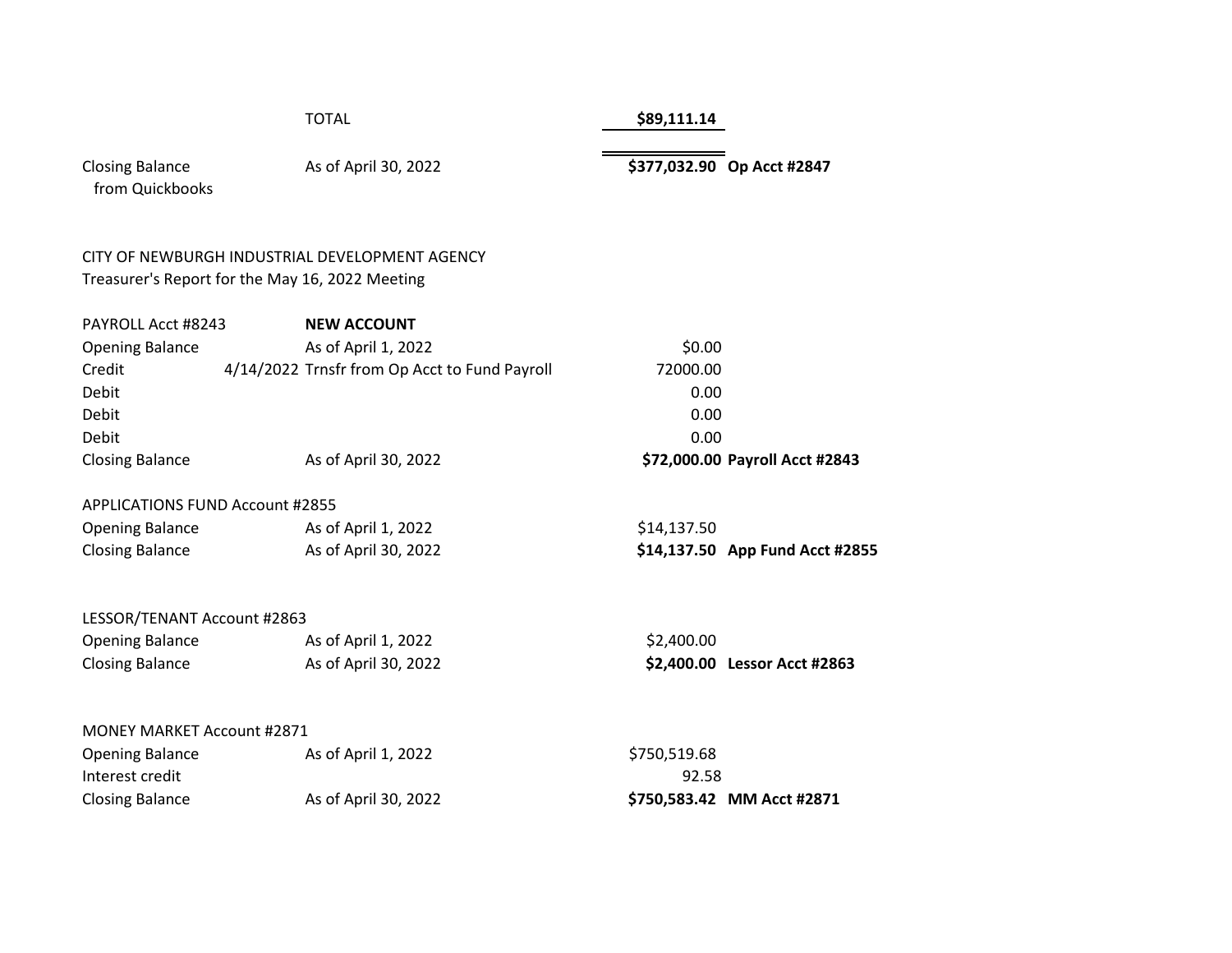| | | | |
|---|---|---|---|
| | TOTAL | $89,111.14 | |
| Closing Balance from Quickbooks | As of April 30, 2022 | **$377,032.90** | **Op Acct #2847** |

CITY OF NEWBURGH INDUSTRIAL DEVELOPMENT AGENCY
Treasurer's Report for the May 16, 2022 Meeting

| PAYROLL Acct #8243 | **NEW ACCOUNT** | | |
|---|---|---|---|
| Opening Balance | As of April 1, 2022 | $0.00 | |
| Credit | 4/14/2022 Trnsfr from Op Acct to Fund Payroll | 72000.00 | |
| Debit | | 0.00 | |
| Debit | | 0.00 | |
| Debit | | 0.00 | |
| Closing Balance | As of April 30, 2022 | **$72,000.00** | **Payroll Acct #2843** |

| APPLICATIONS FUND Account #2855 | | | |
|---|---|---|---|
| Opening Balance | As of April 1, 2022 | $14,137.50 | |
| Closing Balance | As of April 30, 2022 | **$14,137.50** | **App Fund Acct #2855** |

| LESSOR/TENANT Account #2863 | | | |
|---|---|---|---|
| Opening Balance | As of April 1, 2022 | $2,400.00 | |
| Closing Balance | As of April 30, 2022 | **$2,400.00** | **Lessor Acct #2863** |

| MONEY MARKET Account #2871 | | | |
|---|---|---|---|
| Opening Balance | As of April 1, 2022 | $750,519.68 | |
| Interest credit | | 92.58 | |
| Closing Balance | As of April 30, 2022 | **$750,583.42** | **MM Acct #2871** |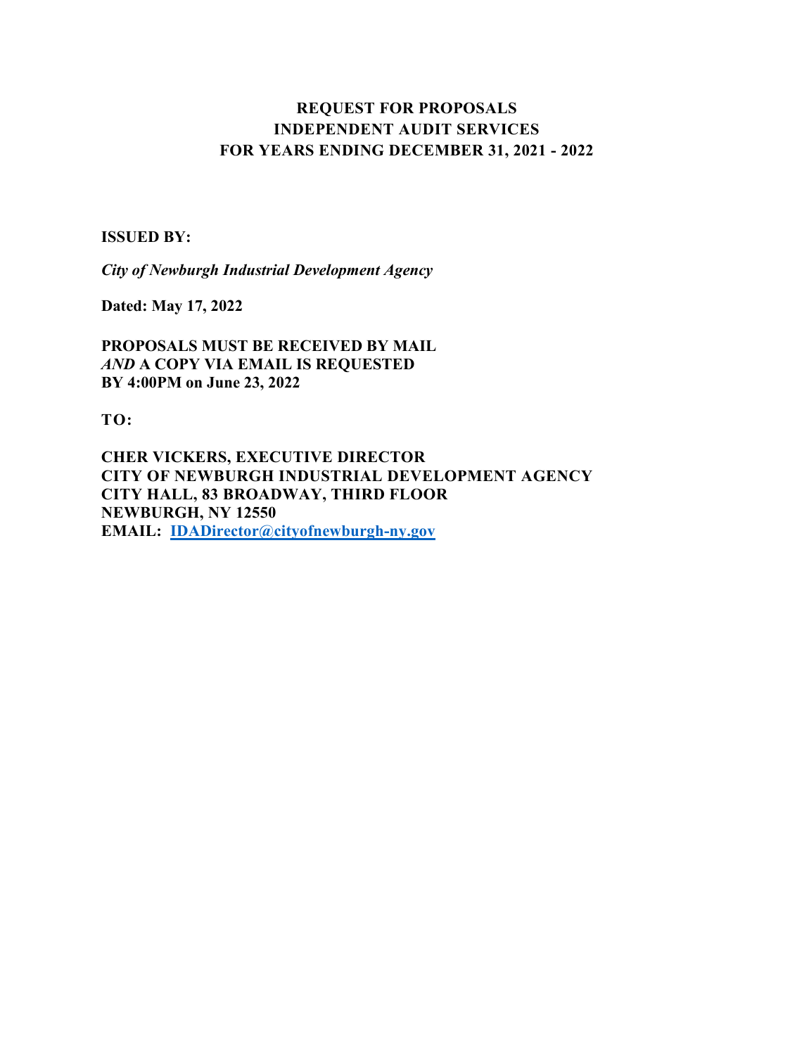# REQUEST FOR PROPOSALS
# INDEPENDENT AUDIT SERVICES
# FOR YEARS ENDING DECEMBER 31, 2021 - 2022

**ISSUED BY:**

***City of Newburgh Industrial Development Agency***

**Dated: May 17, 2022**

**PROPOSALS MUST BE RECEIVED BY MAIL**
***AND*** **A COPY VIA EMAIL IS REQUESTED**
**BY 4:00PM on June 23, 2022**

**TO:**

**CHER VICKERS, EXECUTIVE DIRECTOR**
**CITY OF NEWBURGH INDUSTRIAL DEVELOPMENT AGENCY**
**CITY HALL, 83 BROADWAY, THIRD FLOOR**
**NEWBURGH, NY 12550**
**EMAIL: IDADirector@cityofnewburgh-ny.gov**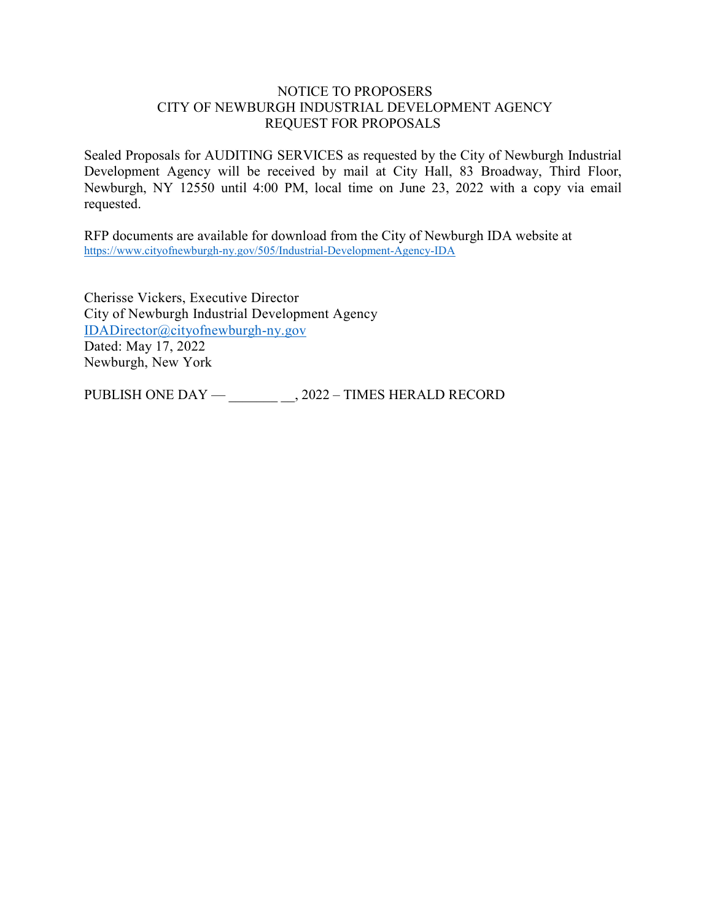# NOTICE TO PROPOSERS
# CITY OF NEWBURGH INDUSTRIAL DEVELOPMENT AGENCY
# REQUEST FOR PROPOSALS

Sealed Proposals for AUDITING SERVICES as requested by the City of Newburgh Industrial Development Agency will be received by mail at City Hall, 83 Broadway, Third Floor, Newburgh, NY 12550 until 4:00 PM, local time on June 23, 2022 with a copy via email requested.

RFP documents are available for download from the City of Newburgh IDA website at https://www.cityofnewburgh-ny.gov/505/Industrial-Development-Agency-IDA

Cherisse Vickers, Executive Director
City of Newburgh Industrial Development Agency
IDADirector@cityofnewburgh-ny.gov
Dated: May 17, 2022
Newburgh, New York

PUBLISH ONE DAY — _______ __, 2022 – TIMES HERALD RECORD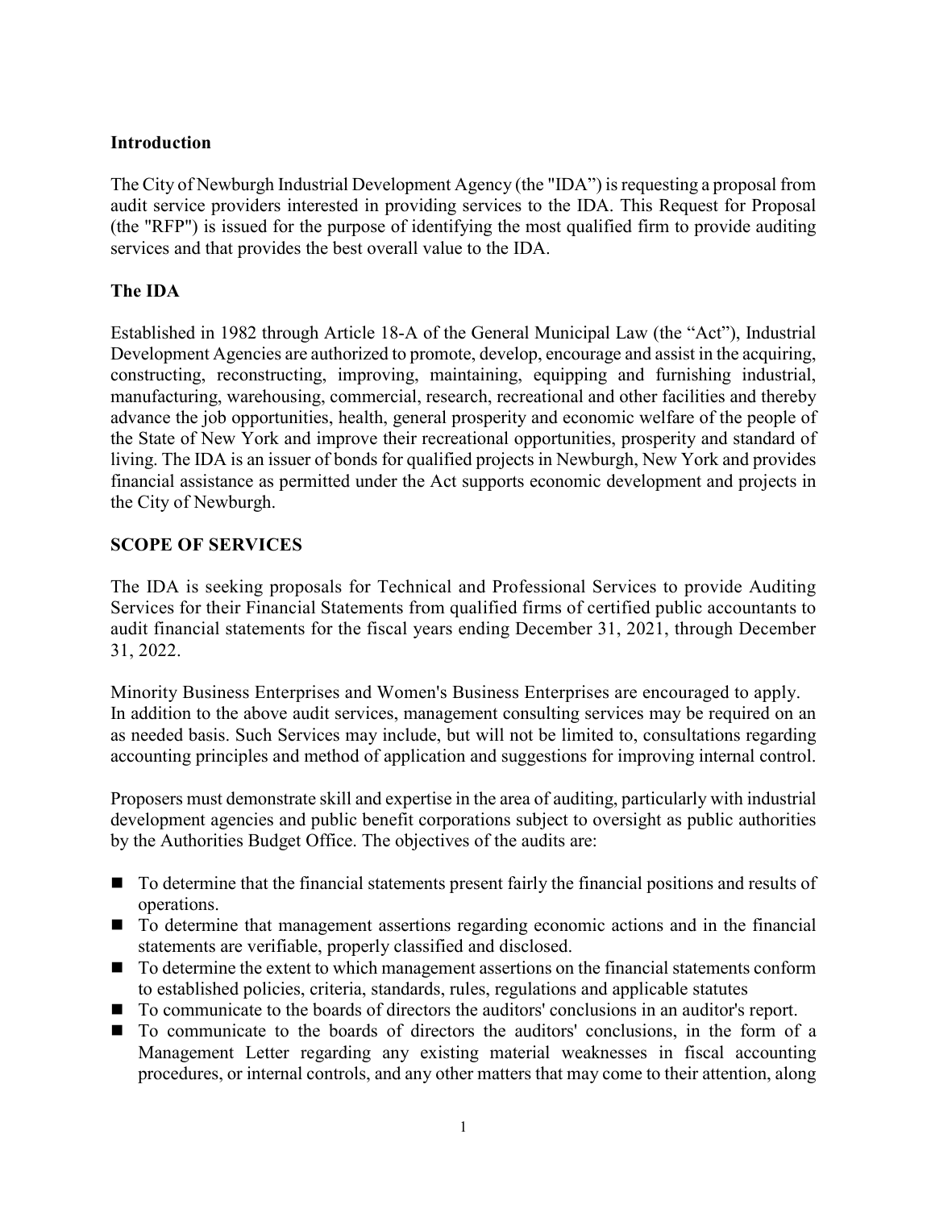## Introduction

The City of Newburgh Industrial Development Agency (the "IDA") is requesting a proposal from audit service providers interested in providing services to the IDA. This Request for Proposal (the "RFP") is issued for the purpose of identifying the most qualified firm to provide auditing services and that provides the best overall value to the IDA.

## The IDA

Established in 1982 through Article 18-A of the General Municipal Law (the "Act"), Industrial Development Agencies are authorized to promote, develop, encourage and assist in the acquiring, constructing, reconstructing, improving, maintaining, equipping and furnishing industrial, manufacturing, warehousing, commercial, research, recreational and other facilities and thereby advance the job opportunities, health, general prosperity and economic welfare of the people of the State of New York and improve their recreational opportunities, prosperity and standard of living. The IDA is an issuer of bonds for qualified projects in Newburgh, New York and provides financial assistance as permitted under the Act supports economic development and projects in the City of Newburgh.

## SCOPE OF SERVICES

The IDA is seeking proposals for Technical and Professional Services to provide Auditing Services for their Financial Statements from qualified firms of certified public accountants to audit financial statements for the fiscal years ending December 31, 2021, through December 31, 2022.

Minority Business Enterprises and Women's Business Enterprises are encouraged to apply.
In addition to the above audit services, management consulting services may be required on an as needed basis. Such Services may include, but will not be limited to, consultations regarding accounting principles and method of application and suggestions for improving internal control.

Proposers must demonstrate skill and expertise in the area of auditing, particularly with industrial development agencies and public benefit corporations subject to oversight as public authorities by the Authorities Budget Office. The objectives of the audits are:

- To determine that the financial statements present fairly the financial positions and results of operations.
- To determine that management assertions regarding economic actions and in the financial statements are verifiable, properly classified and disclosed.
- To determine the extent to which management assertions on the financial statements conform to established policies, criteria, standards, rules, regulations and applicable statutes
- To communicate to the boards of directors the auditors' conclusions in an auditor's report.
- To communicate to the boards of directors the auditors' conclusions, in the form of a Management Letter regarding any existing material weaknesses in fiscal accounting procedures, or internal controls, and any other matters that may come to their attention, along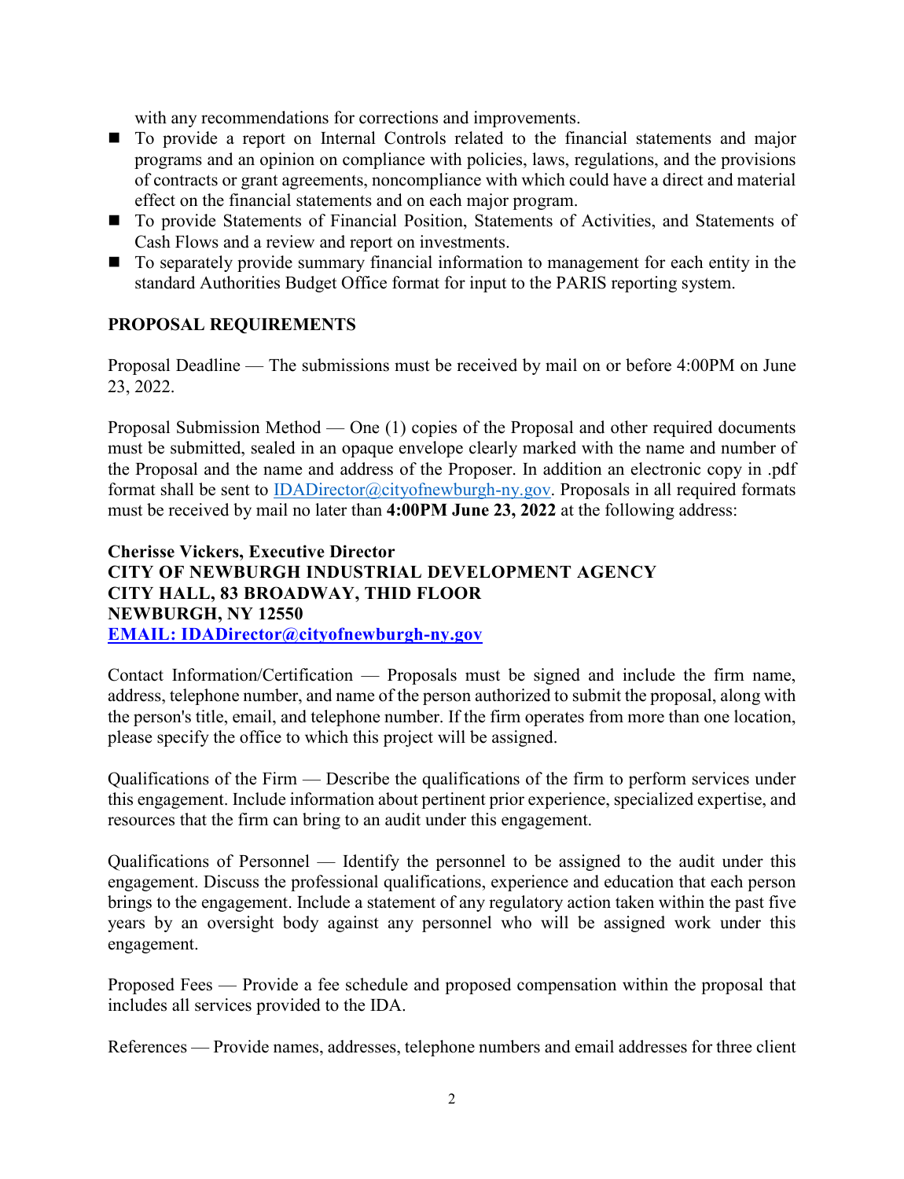with any recommendations for corrections and improvements.

- To provide a report on Internal Controls related to the financial statements and major programs and an opinion on compliance with policies, laws, regulations, and the provisions of contracts or grant agreements, noncompliance with which could have a direct and material effect on the financial statements and on each major program.
- To provide Statements of Financial Position, Statements of Activities, and Statements of Cash Flows and a review and report on investments.
- To separately provide summary financial information to management for each entity in the standard Authorities Budget Office format for input to the PARIS reporting system.

## PROPOSAL REQUIREMENTS

Proposal Deadline — The submissions must be received by mail on or before 4:00PM on June 23, 2022.

Proposal Submission Method — One (1) copies of the Proposal and other required documents must be submitted, sealed in an opaque envelope clearly marked with the name and number of the Proposal and the name and address of the Proposer. In addition an electronic copy in .pdf format shall be sent to IDADirector@cityofnewburgh-ny.gov. Proposals in all required formats must be received by mail no later than **4:00PM June 23, 2022** at the following address:

**Cherisse Vickers, Executive Director**
**CITY OF NEWBURGH INDUSTRIAL DEVELOPMENT AGENCY**
**CITY HALL, 83 BROADWAY, THID FLOOR**
**NEWBURGH, NY 12550**
**EMAIL: IDADirector@cityofnewburgh-ny.gov**

Contact Information/Certification — Proposals must be signed and include the firm name, address, telephone number, and name of the person authorized to submit the proposal, along with the person's title, email, and telephone number. If the firm operates from more than one location, please specify the office to which this project will be assigned.

Qualifications of the Firm — Describe the qualifications of the firm to perform services under this engagement. Include information about pertinent prior experience, specialized expertise, and resources that the firm can bring to an audit under this engagement.

Qualifications of Personnel — Identify the personnel to be assigned to the audit under this engagement. Discuss the professional qualifications, experience and education that each person brings to the engagement. Include a statement of any regulatory action taken within the past five years by an oversight body against any personnel who will be assigned work under this engagement.

Proposed Fees — Provide a fee schedule and proposed compensation within the proposal that includes all services provided to the IDA.

References — Provide names, addresses, telephone numbers and email addresses for three client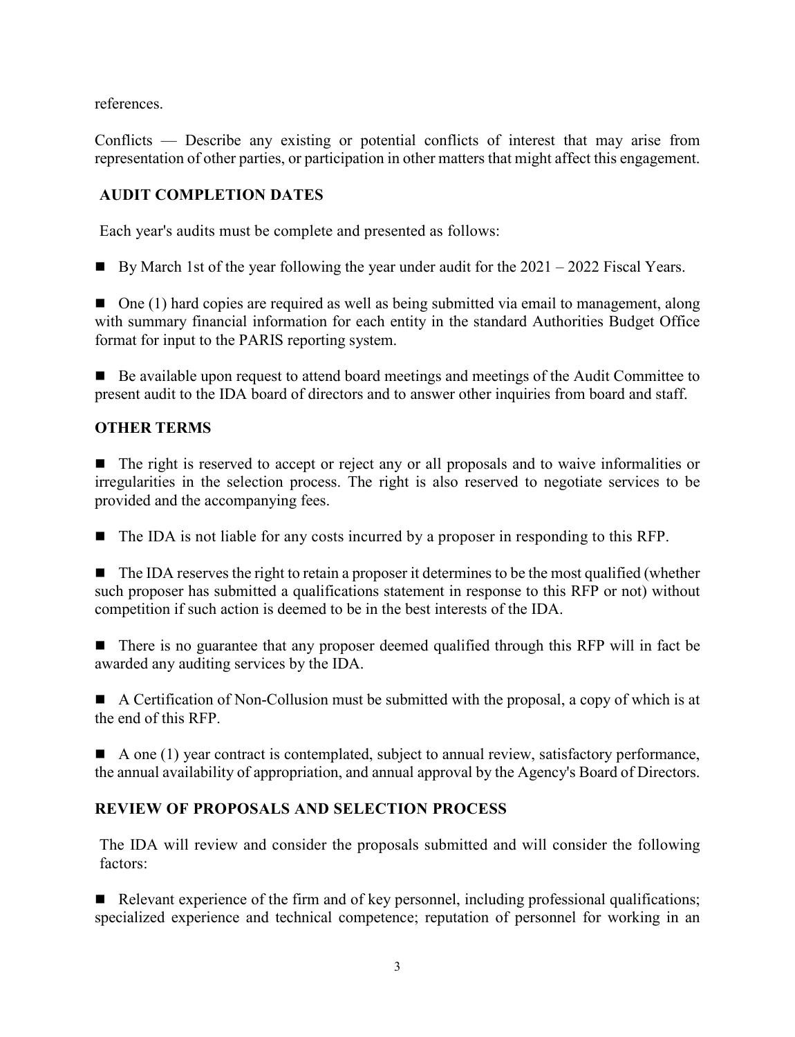references.

Conflicts — Describe any existing or potential conflicts of interest that may arise from representation of other parties, or participation in other matters that might affect this engagement.

## AUDIT COMPLETION DATES

Each year's audits must be complete and presented as follows:

- By March 1st of the year following the year under audit for the 2021 – 2022 Fiscal Years.
- One (1) hard copies are required as well as being submitted via email to management, along with summary financial information for each entity in the standard Authorities Budget Office format for input to the PARIS reporting system.
- Be available upon request to attend board meetings and meetings of the Audit Committee to present audit to the IDA board of directors and to answer other inquiries from board and staff.

## OTHER TERMS

- The right is reserved to accept or reject any or all proposals and to waive informalities or irregularities in the selection process. The right is also reserved to negotiate services to be provided and the accompanying fees.
- The IDA is not liable for any costs incurred by a proposer in responding to this RFP.
- The IDA reserves the right to retain a proposer it determines to be the most qualified (whether such proposer has submitted a qualifications statement in response to this RFP or not) without competition if such action is deemed to be in the best interests of the IDA.
- There is no guarantee that any proposer deemed qualified through this RFP will in fact be awarded any auditing services by the IDA.
- A Certification of Non-Collusion must be submitted with the proposal, a copy of which is at the end of this RFP.
- A one (1) year contract is contemplated, subject to annual review, satisfactory performance, the annual availability of appropriation, and annual approval by the Agency's Board of Directors.

## REVIEW OF PROPOSALS AND SELECTION PROCESS

The IDA will review and consider the proposals submitted and will consider the following factors:

- Relevant experience of the firm and of key personnel, including professional qualifications; specialized experience and technical competence; reputation of personnel for working in an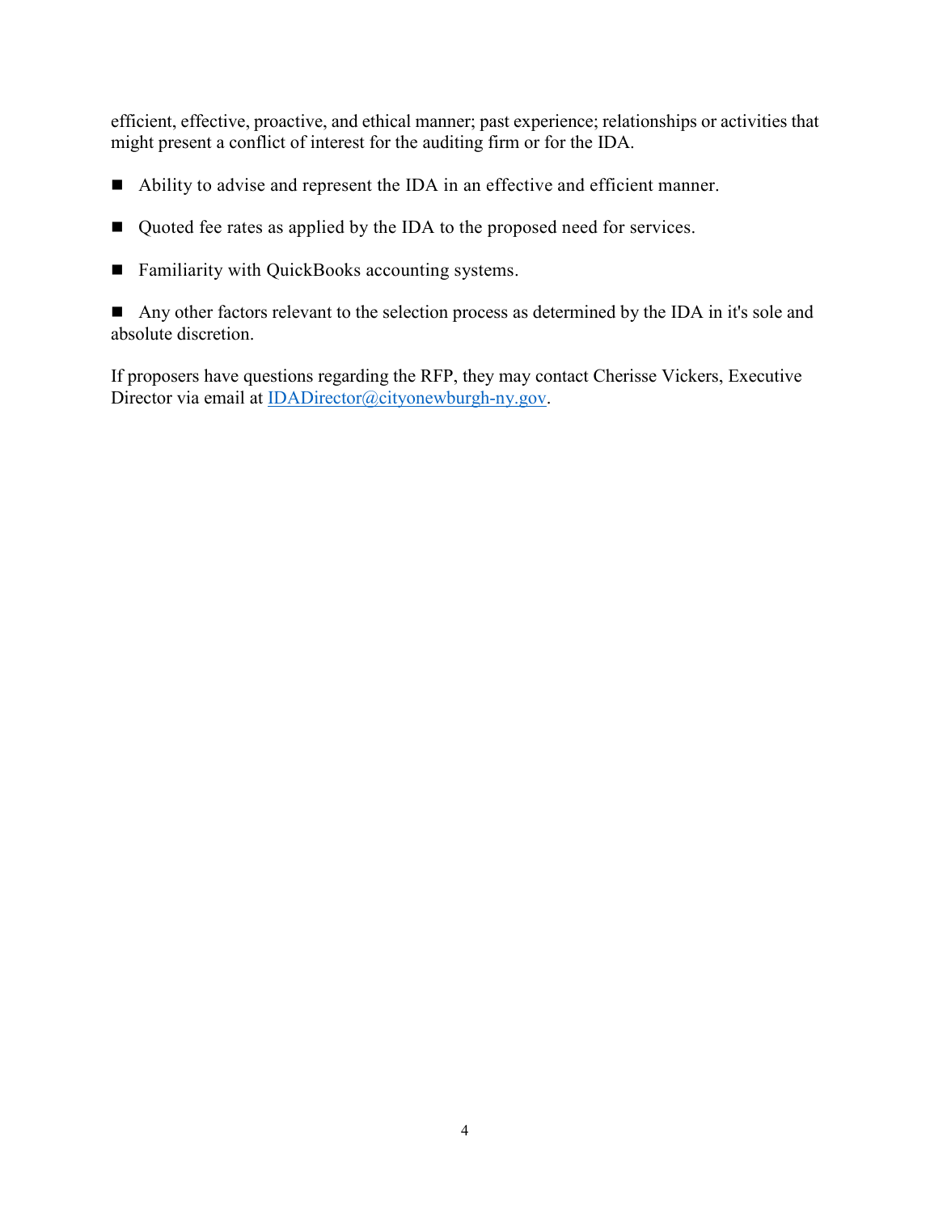efficient, effective, proactive, and ethical manner; past experience; relationships or activities that might present a conflict of interest for the auditing firm or for the IDA.

- Ability to advise and represent the IDA in an effective and efficient manner.
- Quoted fee rates as applied by the IDA to the proposed need for services.
- Familiarity with QuickBooks accounting systems.
- Any other factors relevant to the selection process as determined by the IDA in it's sole and absolute discretion.

If proposers have questions regarding the RFP, they may contact Cherisse Vickers, Executive Director via email at IDADirector@cityonewburgh-ny.gov.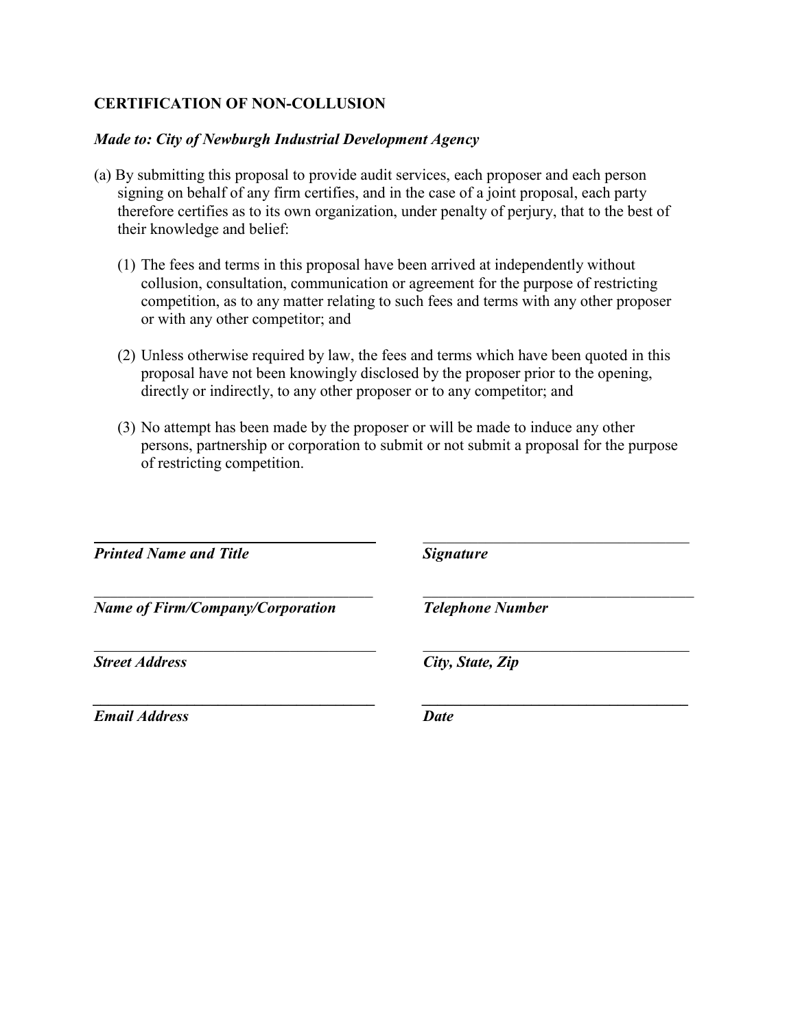**CERTIFICATION OF NON-COLLUSION**

***Made to: City of Newburgh Industrial Development Agency***

(a) By submitting this proposal to provide audit services, each proposer and each person signing on behalf of any firm certifies, and in the case of a joint proposal, each party therefore certifies as to its own organization, under penalty of perjury, that to the best of their knowledge and belief:

(1) The fees and terms in this proposal have been arrived at independently without collusion, consultation, communication or agreement for the purpose of restricting competition, as to any matter relating to such fees and terms with any other proposer or with any other competitor; and

(2) Unless otherwise required by law, the fees and terms which have been quoted in this proposal have not been knowingly disclosed by the proposer prior to the opening, directly or indirectly, to any other proposer or to any competitor; and

(3) No attempt has been made by the proposer or will be made to induce any other persons, partnership or corporation to submit or not submit a proposal for the purpose of restricting competition.

| | |
|---|---|
| ______________________________ | ______________________________ |
| ***Printed Name and Title*** | ***Signature*** |
| ______________________________ | ______________________________ |
| ***Name of Firm/Company/Corporation*** | ***Telephone Number*** |
| ______________________________ | ______________________________ |
| ***Street Address*** | ***City, State, Zip*** |
| ______________________________ | ______________________________ |
| ***Email Address*** | ***Date*** |